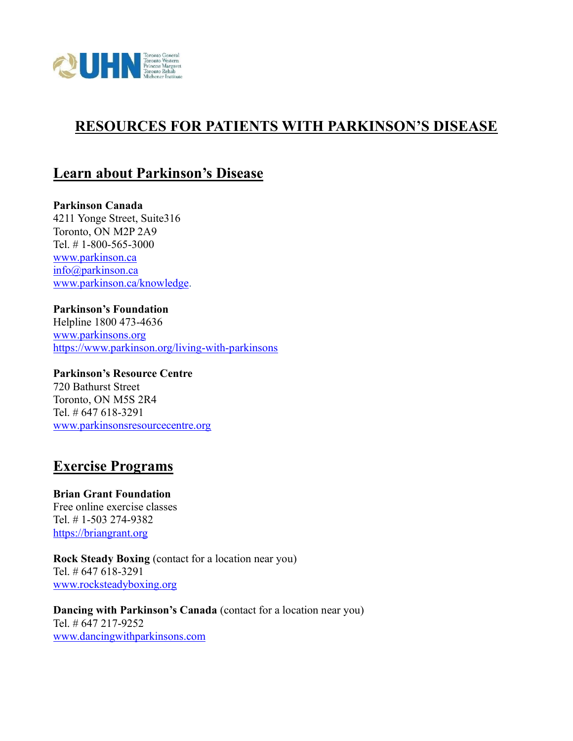# RESOURCES FOR PATIENTS WITH PARKINSON'S DISEASE

## Learn about Parkinson's Disease

**Parkinson Canada**
4211 Yonge Street, Suite316
Toronto, ON M2P 2A9
Tel. # 1-800-565-3000
www.parkinson.ca
info@parkinson.ca
www.parkinson.ca/knowledge.

**Parkinson's Foundation**
Helpline 1800 473-4636
www.parkinsons.org
https://www.parkinson.org/living-with-parkinsons

**Parkinson's Resource Centre**
720 Bathurst Street
Toronto, ON M5S 2R4
Tel. # 647 618-3291
www.parkinsonsresourcecentre.org

## Exercise Programs

**Brian Grant Foundation**
Free online exercise classes
Tel. # 1-503 274-9382
https://briangrant.org

**Rock Steady Boxing** (contact for a location near you)
Tel. # 647 618-3291
www.rocksteadyboxing.org

**Dancing with Parkinson's Canada** (contact for a location near you)
Tel. # 647 217-9252
www.dancingwithparkinsons.com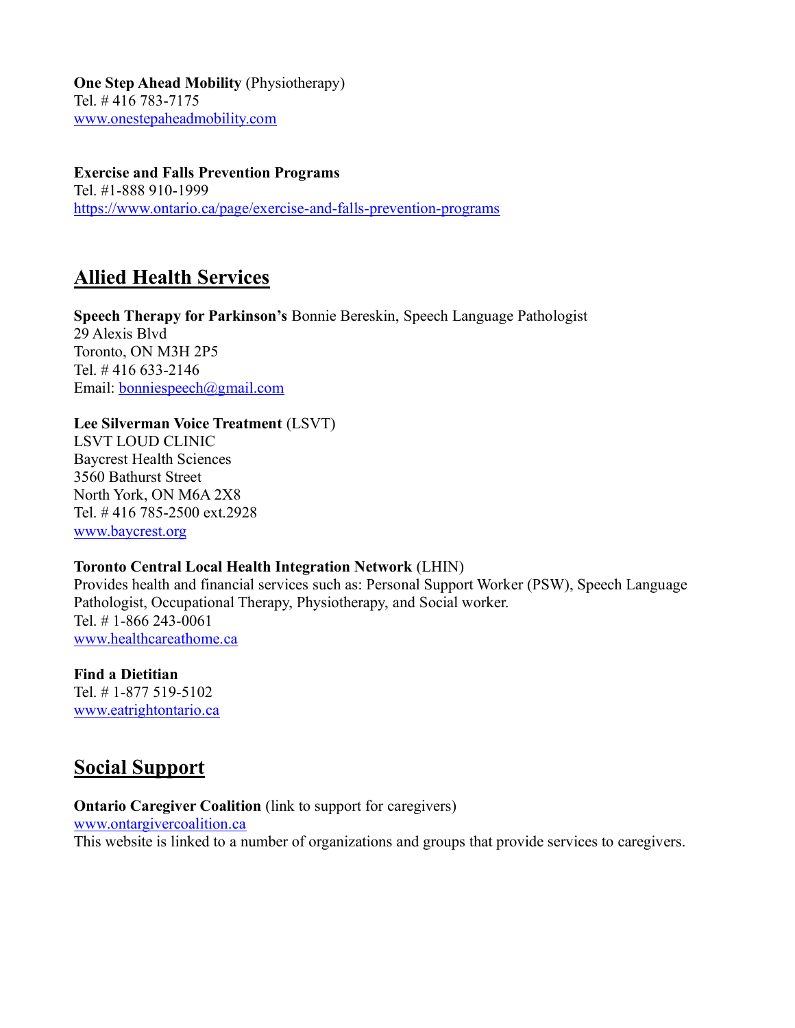**One Step Ahead Mobility** (Physiotherapy)
Tel. # 416 783-7175
www.onestepaheadmobility.com

**Exercise and Falls Prevention Programs**
Tel. #1-888 910-1999
https://www.ontario.ca/page/exercise-and-falls-prevention-programs

## Allied Health Services

**Speech Therapy for Parkinson's** Bonnie Bereskin, Speech Language Pathologist
29 Alexis Blvd
Toronto, ON M3H 2P5
Tel. # 416 633-2146
Email: bonniespeech@gmail.com

**Lee Silverman Voice Treatment** (LSVT)
LSVT LOUD CLINIC
Baycrest Health Sciences
3560 Bathurst Street
North York, ON M6A 2X8
Tel. # 416 785-2500 ext.2928
www.baycrest.org

**Toronto Central Local Health Integration Network** (LHIN)
Provides health and financial services such as: Personal Support Worker (PSW), Speech Language Pathologist, Occupational Therapy, Physiotherapy, and Social worker.
Tel. # 1-866 243-0061
www.healthcareathome.ca

**Find a Dietitian**
Tel. # 1-877 519-5102
www.eatrightontario.ca

## Social Support

**Ontario Caregiver Coalition** (link to support for caregivers)
www.ontargivercoalition.ca
This website is linked to a number of organizations and groups that provide services to caregivers.